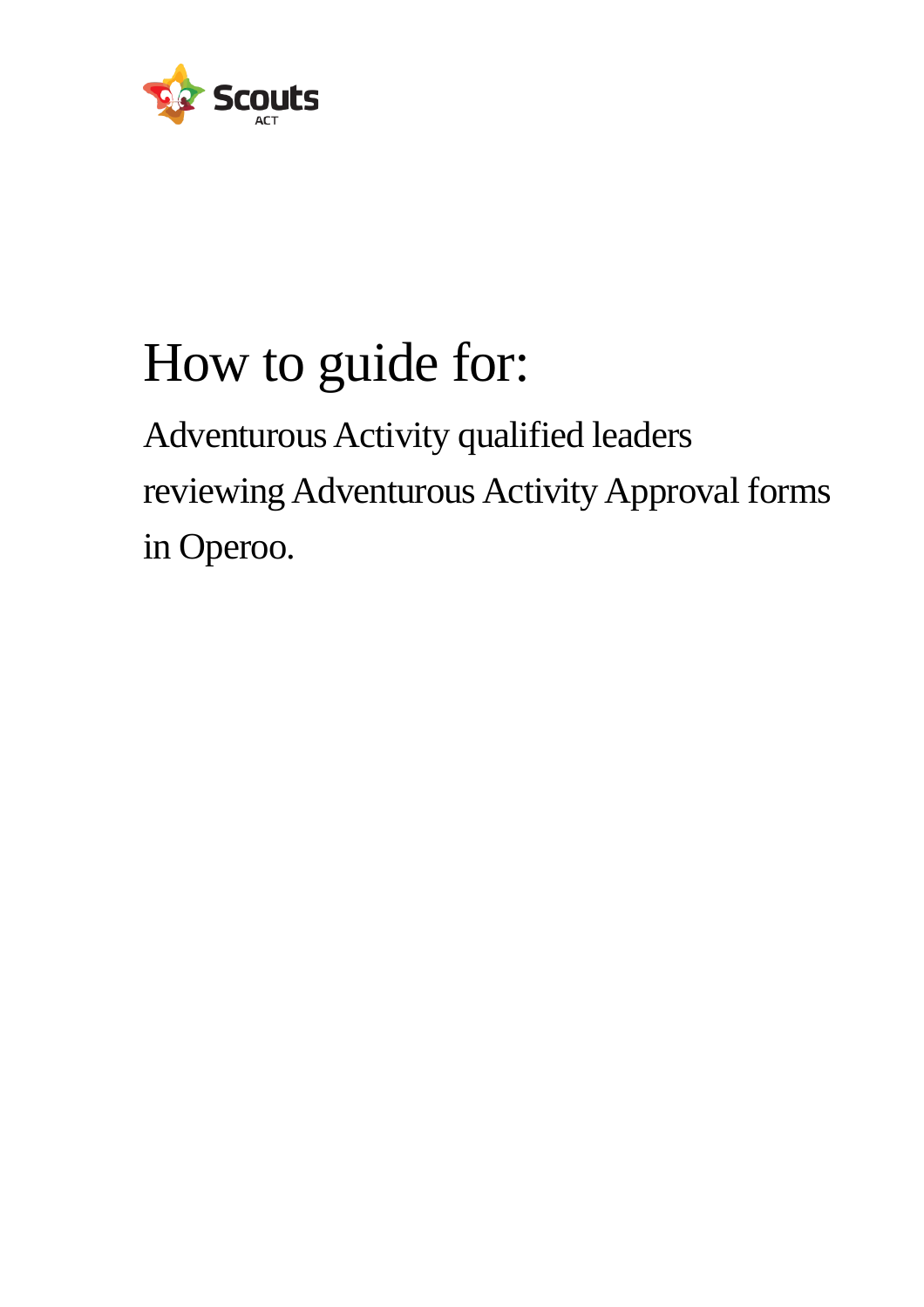Scouts ACT

# How to guide for:

## Adventurous Activity qualified leaders reviewing Adventurous Activity Approval forms in Operoo.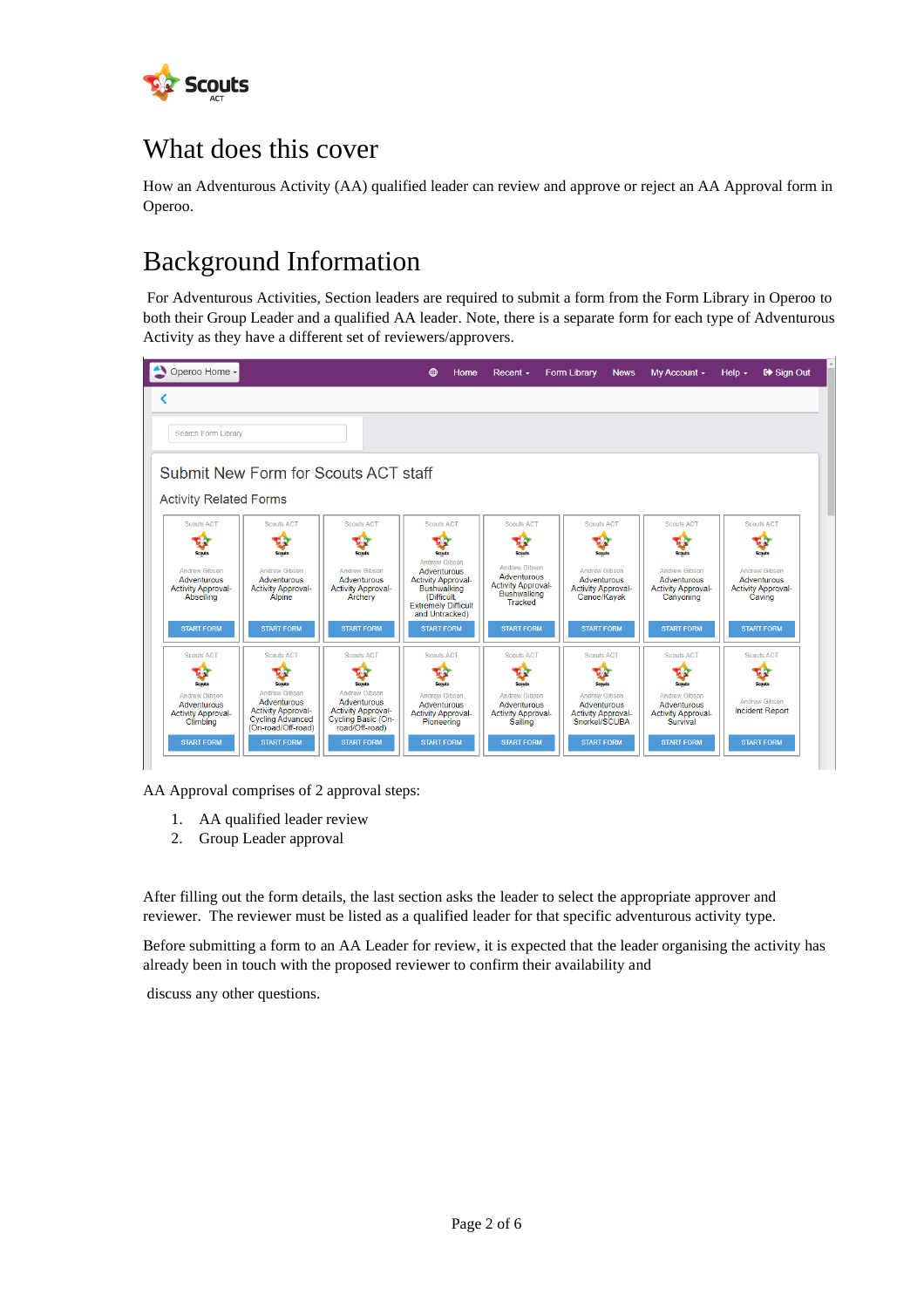# What does this cover

How an Adventurous Activity (AA) qualified leader can review and approve or reject an AA Approval form in Operoo.

# Background Information

For Adventurous Activities, Section leaders are required to submit a form from the Form Library in Operoo to both their Group Leader and a qualified AA leader. Note, there is a separate form for each type of Adventurous Activity as they have a different set of reviewers/approvers.

AA Approval comprises of 2 approval steps:

1. AA qualified leader review
2. Group Leader approval

After filling out the form details, the last section asks the leader to select the appropriate approver and reviewer. The reviewer must be listed as a qualified leader for that specific adventurous activity type.

Before submitting a form to an AA Leader for review, it is expected that the leader organising the activity has already been in touch with the proposed reviewer to confirm their availability and

discuss any other questions.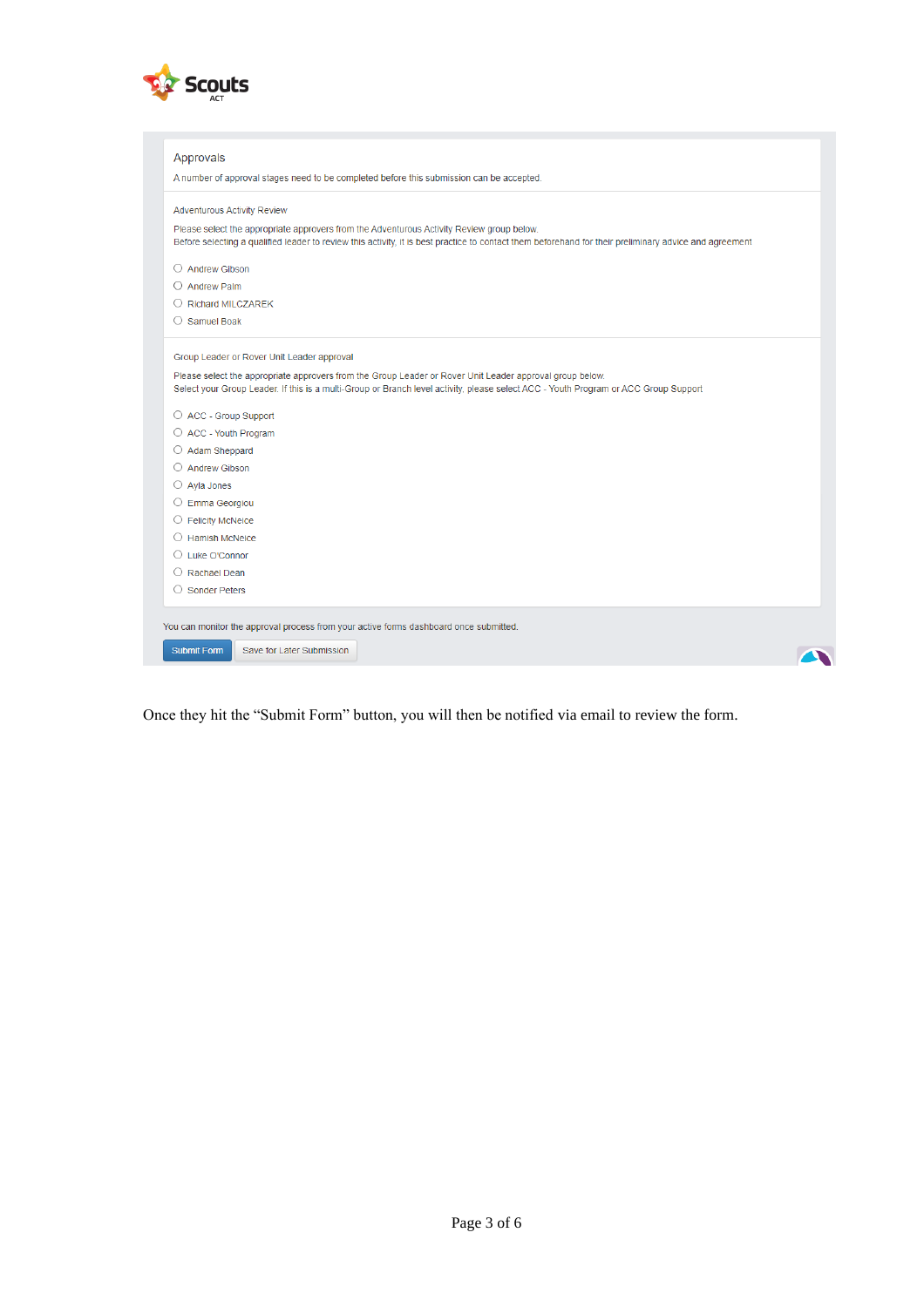Scouts ACT

Approvals

A number of approval stages need to be completed before this submission can be accepted.

Adventurous Activity Review

Please select the appropriate approvers from the Adventurous Activity Review group below.
Before selecting a qualified leader to review this activity, it is best practice to contact them beforehand for their preliminary advice and agreement

- ○ Andrew Gibson
- ○ Andrew Palm
- ○ Richard MILCZAREK
- ○ Samuel Boak

Group Leader or Rover Unit Leader approval

Please select the appropriate approvers from the Group Leader or Rover Unit Leader approval group below.
Select your Group Leader. If this is a multi-Group or Branch level activity, please select ACC - Youth Program or ACC Group Support

- ○ ACC - Group Support
- ○ ACC - Youth Program
- ○ Adam Sheppard
- ○ Andrew Gibson
- ○ Ayla Jones
- ○ Emma Georgiou
- ○ Felicity McNeice
- ○ Hamish McNeice
- ○ Luke O'Connor
- ○ Rachael Dean
- ○ Sonder Peters

You can monitor the approval process from your active forms dashboard once submitted.

[Submit Form] [Save for Later Submission]

Once they hit the "Submit Form" button, you will then be notified via email to review the form.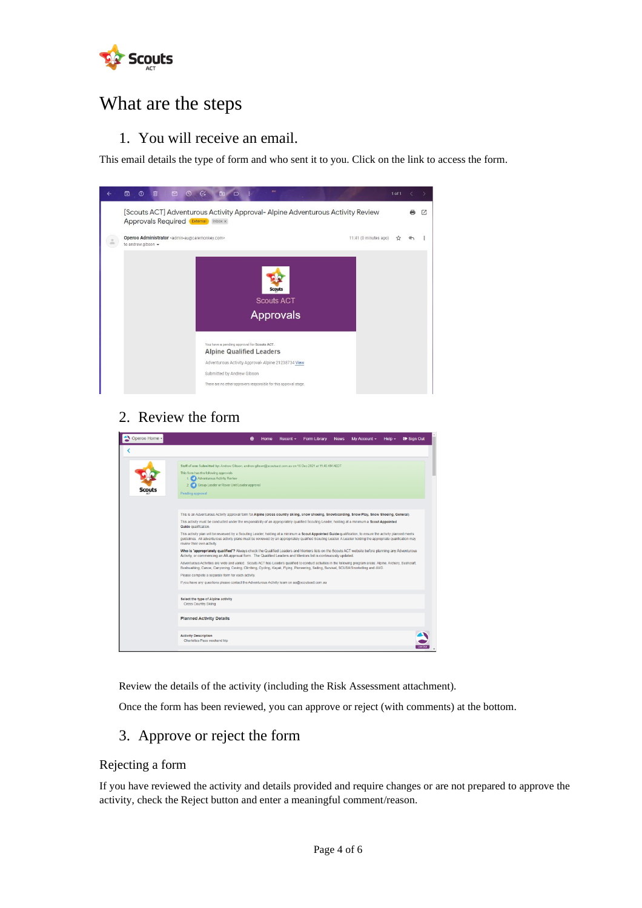# What are the steps

1. You will receive an email.

This email details the type of form and who sent it to you. Click on the link to access the form.

2. Review the form

Review the details of the activity (including the Risk Assessment attachment).

Once the form has been reviewed, you can approve or reject (with comments) at the bottom.

3. Approve or reject the form

## Rejecting a form

If you have reviewed the activity and details provided and require changes or are not prepared to approve the activity, check the Reject button and enter a meaningful comment/reason.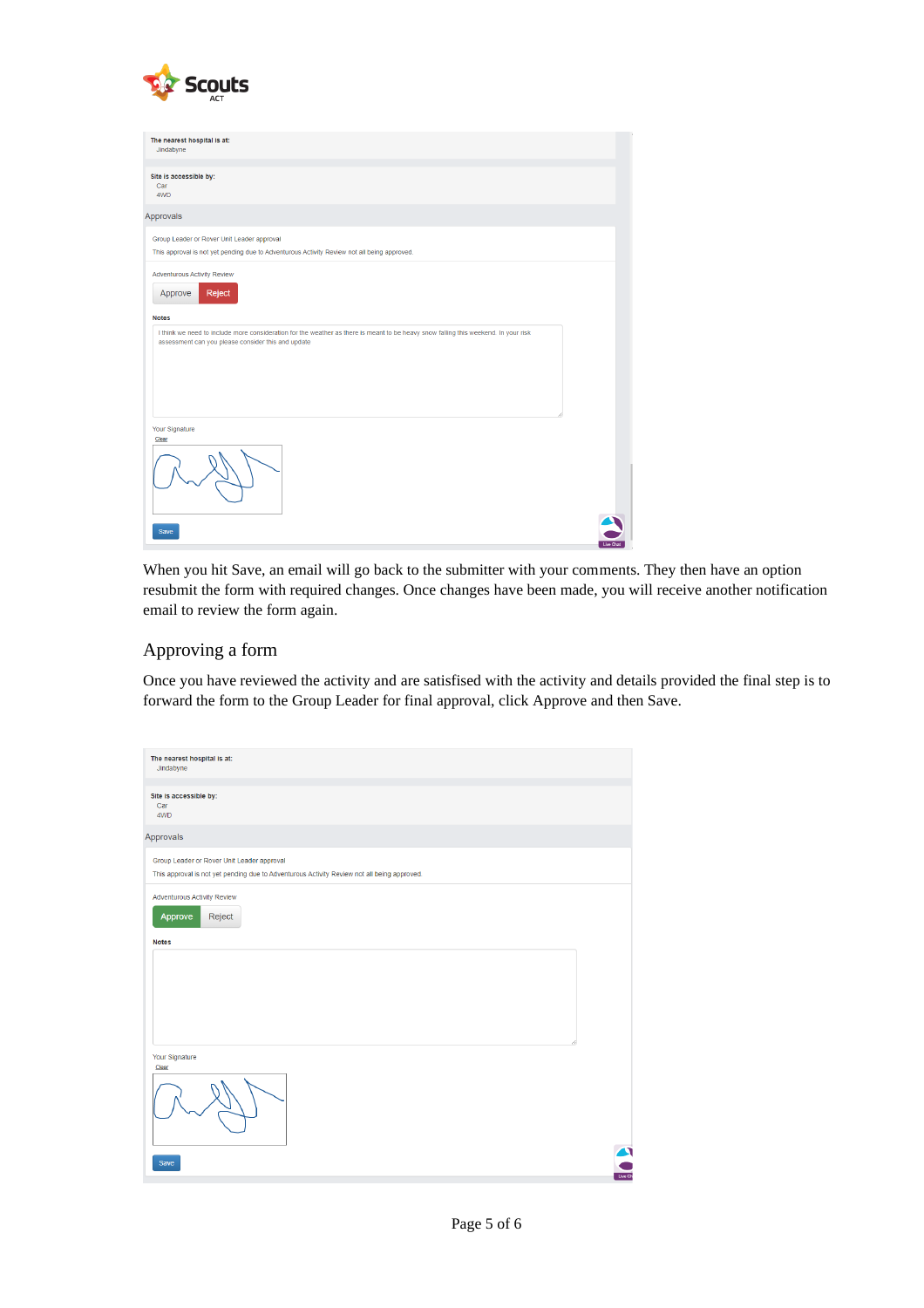The nearest hospital is at:
Jindabyne

Site is accessible by:
Car
4WD

Approvals

Group Leader or Rover Unit Leader approval

This approval is not yet pending due to Adventurous Activity Review not all being approved.

Adventurous Activity Review

Approve Reject

Notes

I think we need to include more consideration for the weather as there is meant to be heavy snow falling this weekend. In your risk assessment can you please consider this and update

Your Signature

Clear

Save

When you hit Save, an email will go back to the submitter with your comments. They then have an option resubmit the form with required changes. Once changes have been made, you will receive another notification email to review the form again.

## Approving a form

Once you have reviewed the activity and are satisfised with the activity and details provided the final step is to forward the form to the Group Leader for final approval, click Approve and then Save.

The nearest hospital is at:
Jindabyne

Site is accessible by:
Car
4WD

Approvals

Group Leader or Rover Unit Leader approval

This approval is not yet pending due to Adventurous Activity Review not all being approved.

Adventurous Activity Review

Approve Reject

Notes

Your Signature

Clear

Save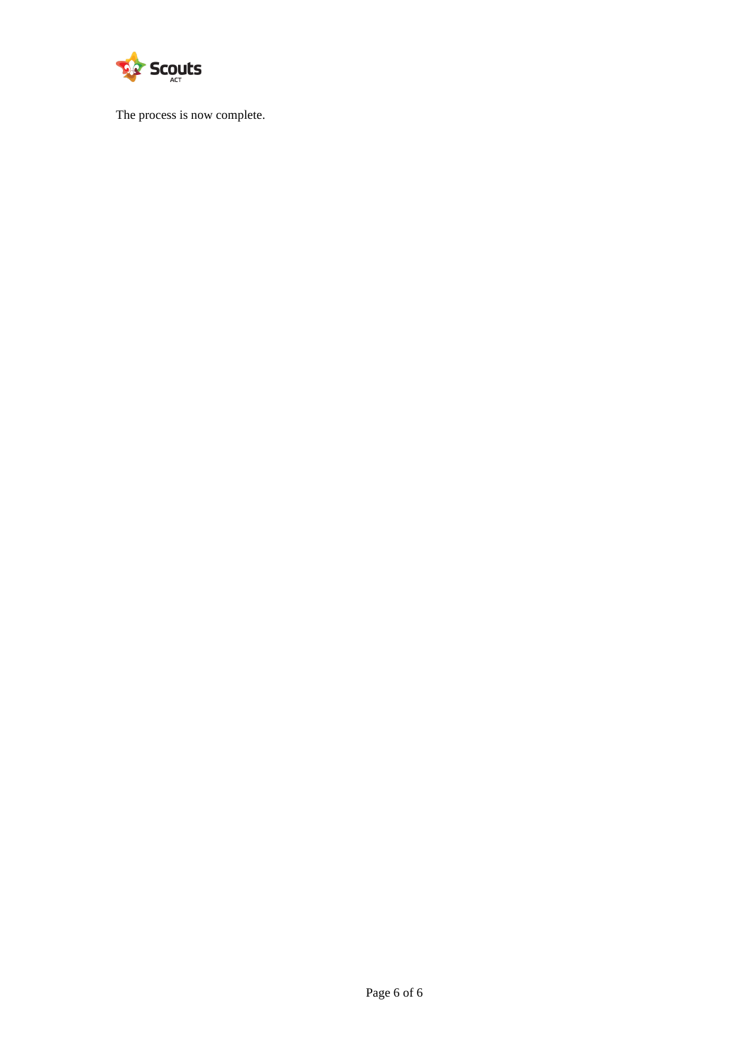The process is now complete.